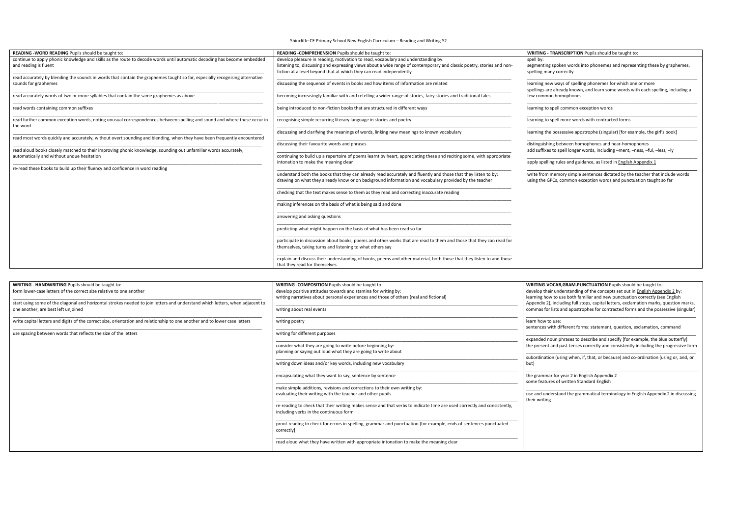# Shincliffe CE Primary School New English Curriculum – Reading and Writing Y2

| **READING -WORD READING** Pupils should be taught to: | **READING -COMPREHENSION** Pupils should be taught to: | **WRITING - TRANSCRIPTION** Pupils should be taught to: |
|---|---|---|
| continue to apply phonic knowledge and skills as the route to decode words until automatic decoding has become embedded and reading is fluent | develop pleasure in reading, motivation to read, vocabulary and understanding by: listening to, discussing and expressing views about a wide range of contemporary and classic poetry, stories and non-fiction at a level beyond that at which they can read independently | spell by: segmenting spoken words into phonemes and representing these by graphemes, spelling many correctly |
| read accurately by blending the sounds in words that contain the graphemes taught so far, especially recognising alternative sounds for graphemes | discussing the sequence of events in books and how items of information are related | learning new ways of spelling phonemes for which one or more spellings are already known, and learn some words with each spelling, including a few common homophones |
| read accurately words of two or more syllables that contain the same graphemes as above | becoming increasingly familiar with and retelling a wider range of stories, fairy stories and traditional tales | learning to spell common exception words |
| read words containing common suffixes | being introduced to non-fiction books that are structured in different ways | learning to spell more words with contracted forms |
| read further common exception words, noting unusual correspondences between spelling and sound and where these occur in the word | recognising simple recurring literary language in stories and poetry | learning the possessive apostrophe (singular) [for example, the girl's book] |
| read most words quickly and accurately, without overt sounding and blending, when they have been frequently encountered | discussing and clarifying the meanings of words, linking new meanings to known vocabulary | distinguishing between homophones and near-homophones<br>add suffixes to spell longer words, including –ment, –ness, –ful, –less, –ly |
| read aloud books closely matched to their improving phonic knowledge, sounding out unfamiliar words accurately, automatically and without undue hesitation | discussing their favourite words and phrases | apply spelling rules and guidance, as listed in English Appendix 1 |
| re-read these books to build up their fluency and confidence in word reading | continuing to build up a repertoire of poems learnt by heart, appreciating these and reciting some, with appropriate intonation to make the meaning clear | write from memory simple sentences dictated by the teacher that include words using the GPCs, common exception words and punctuation taught so far |
| | understand both the books that they can already read accurately and fluently and those that they listen to by: drawing on what they already know or on background information and vocabulary provided by the teacher | |
| | checking that the text makes sense to them as they read and correcting inaccurate reading | |
| | making inferences on the basis of what is being said and done | |
| | answering and asking questions | |
| | predicting what might happen on the basis of what has been read so far | |
| | participate in discussion about books, poems and other works that are read to them and those that they can read for themselves, taking turns and listening to what others say | |
| | explain and discuss their understanding of books, poems and other material, both those that they listen to and those that they read for themselves | |

| **WRITING - HANDWRITING** Pupils should be taught to: | **WRITING -COMPOSITION** Pupils should be taught to: | **WRITING-VOCAB,GRAM.PUNCTUATION** Pupils should be taught to: |
|---|---|---|
| form lower-case letters of the correct size relative to one another | develop positive attitudes towards and stamina for writing by: writing narratives about personal experiences and those of others (real and fictional) | develop their understanding of the concepts set out in English Appendix 2 by: learning how to use both familiar and new punctuation correctly (see English Appendix 2), including full stops, capital letters, exclamation marks, question marks, commas for lists and apostrophes for contracted forms and the possessive (singular) |
| start using some of the diagonal and horizontal strokes needed to join letters and understand which letters, when adjacent to one another, are best left unjoined | writing about real events | learn how to use: sentences with different forms: statement, question, exclamation, command |
| write capital letters and digits of the correct size, orientation and relationship to one another and to lower case letters | writing poetry | expanded noun phrases to describe and specify [for example, the blue butterfly] the present and past tenses correctly and consistently including the progressive form |
| use spacing between words that reflects the size of the letters | writing for different purposes | subordination (using when, if, that, or because) and co-ordination (using or, and, or but) |
| | consider what they are going to write before beginning by: planning or saying out loud what they are going to write about | the grammar for year 2 in English Appendix 2<br>some features of written Standard English |
| | writing down ideas and/or key words, including new vocabulary | use and understand the grammatical terminology in English Appendix 2 in discussing their writing |
| | encapsulating what they want to say, sentence by sentence | |
| | make simple additions, revisions and corrections to their own writing by: evaluating their writing with the teacher and other pupils | |
| | re-reading to check that their writing makes sense and that verbs to indicate time are used correctly and consistently, including verbs in the continuous form | |
| | proof-reading to check for errors in spelling, grammar and punctuation [for example, ends of sentences punctuated correctly] | |
| | read aloud what they have written with appropriate intonation to make the meaning clear | |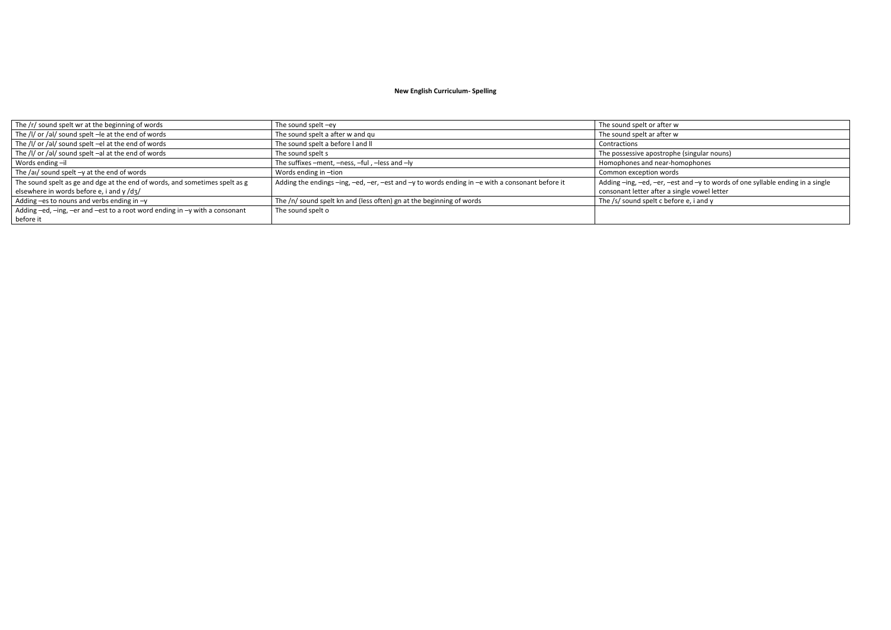**New English Curriculum- Spelling**

| | | |
|---|---|---|
| The /r/ sound spelt wr at the beginning of words | The sound spelt –ey | The sound spelt or after w |
| The /l/ or /əl/ sound spelt –le at the end of words | The sound spelt a after w and qu | The sound spelt ar after w |
| The /l/ or /əl/ sound spelt –el at the end of words | The sound spelt a before l and ll | Contractions |
| The /l/ or /əl/ sound spelt –al at the end of words | The sound spelt s | The possessive apostrophe (singular nouns) |
| Words ending –il | The suffixes –ment, –ness, –ful , –less and –ly | Homophones and near-homophones |
| The /aɪ/ sound spelt –y at the end of words | Words ending in –tion | Common exception words |
| The sound spelt as ge and dge at the end of words, and sometimes spelt as g elsewhere in words before e, i and y /dʒ/ | Adding the endings –ing, –ed, –er, –est and –y to words ending in –e with a consonant before it | Adding –ing, –ed, –er, –est and –y to words of one syllable ending in a single consonant letter after a single vowel letter |
| Adding –es to nouns and verbs ending in –y | The /n/ sound spelt kn and (less often) gn at the beginning of words | The /s/ sound spelt c before e, i and y |
| Adding –ed, –ing, –er and –est to a root word ending in –y with a consonant before it | The sound spelt o | |